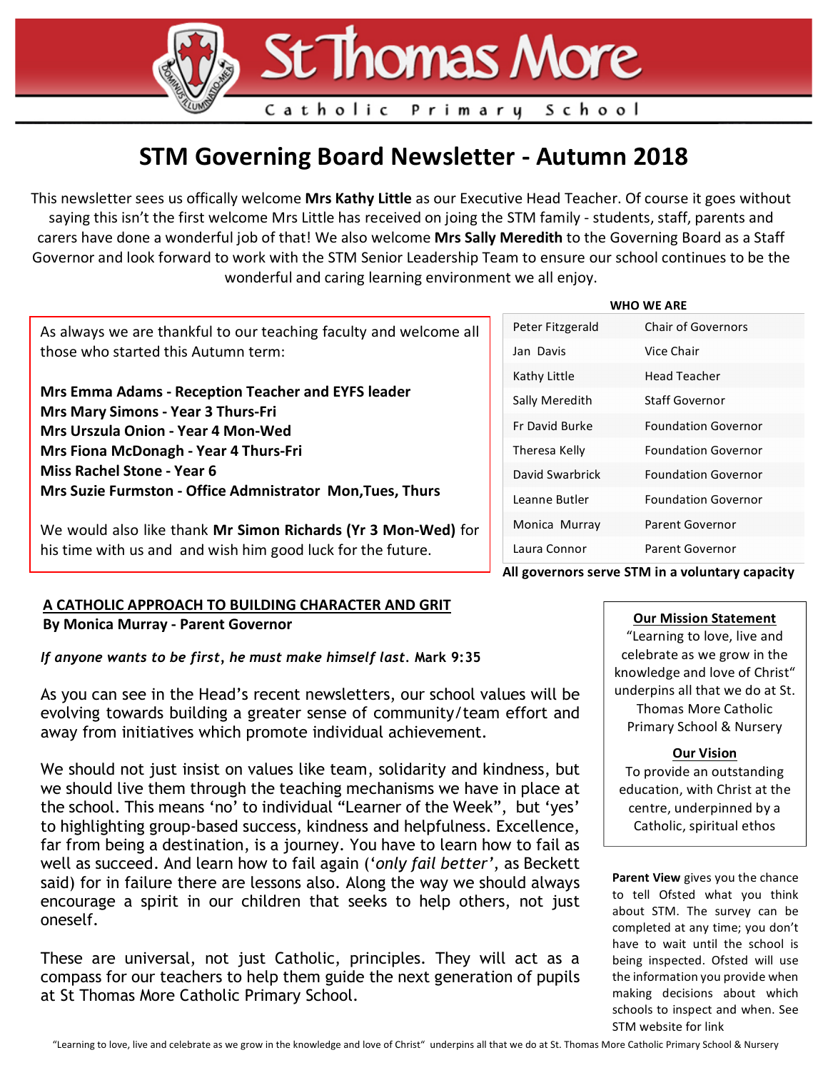# St Thomas More

Catholic Primary School

# STM Governing Board Newsletter - Autumn 2018

This newsletter sees us offically welcome **Mrs Kathy Little** as our Executive Head Teacher. Of course it goes without saying this isn't the first welcome Mrs Little has received on joing the STM family - students, staff, parents and carers have done a wonderful job of that! We also welcome **Mrs Sally Meredith** to the Governing Board as a Staff Governor and look forward to work with the STM Senior Leadership Team to ensure our school continues to be the wonderful and caring learning environment we all enjoy.

As always we are thankful to our teaching faculty and welcome all those who started this Autumn term:

**Mrs Emma Adams - Reception Teacher and EYFS leader**
**Mrs Mary Simons - Year 3 Thurs-Fri**
**Mrs Urszula Onion - Year 4 Mon-Wed**
**Mrs Fiona McDonagh - Year 4 Thurs-Fri**
**Miss Rachel Stone - Year 6**
**Mrs Suzie Furmston - Office Admnistrator Mon,Tues, Thurs**

We would also like thank **Mr Simon Richards (Yr 3 Mon-Wed)** for his time with us and and wish him good luck for the future.

**WHO WE ARE**

| Name | Role |
|---|---|
| Peter Fitzgerald | Chair of Governors |
| Jan Davis | Vice Chair |
| Kathy Little | Head Teacher |
| Sally Meredith | Staff Governor |
| Fr David Burke | Foundation Governor |
| Theresa Kelly | Foundation Governor |
| David Swarbrick | Foundation Governor |
| Leanne Butler | Foundation Governor |
| Monica Murray | Parent Governor |
| Laura Connor | Parent Governor |

**All governors serve STM in a voluntary capacity**

## A CATHOLIC APPROACH TO BUILDING CHARACTER AND GRIT

**By Monica Murray - Parent Governor**

*If anyone wants to be first, he must make himself last.* **Mark 9:35**

As you can see in the Head's recent newsletters, our school values will be evolving towards building a greater sense of community/team effort and away from initiatives which promote individual achievement.

We should not just insist on values like team, solidarity and kindness, but we should live them through the teaching mechanisms we have in place at the school. This means 'no' to individual "Learner of the Week", but 'yes' to highlighting group-based success, kindness and helpfulness. Excellence, far from being a destination, is a journey. You have to learn how to fail as well as succeed. And learn how to fail again ('*only fail better*', as Beckett said) for in failure there are lessons also. Along the way we should always encourage a spirit in our children that seeks to help others, not just oneself.

These are universal, not just Catholic, principles. They will act as a compass for our teachers to help them guide the next generation of pupils at St Thomas More Catholic Primary School.

**Our Mission Statement**

"Learning to love, live and celebrate as we grow in the knowledge and love of Christ" underpins all that we do at St. Thomas More Catholic Primary School & Nursery

**Our Vision**

To provide an outstanding education, with Christ at the centre, underpinned by a Catholic, spiritual ethos

**Parent View** gives you the chance to tell Ofsted what you think about STM. The survey can be completed at any time; you don't have to wait until the school is being inspected. Ofsted will use the information you provide when making decisions about which schools to inspect and when. See STM website for link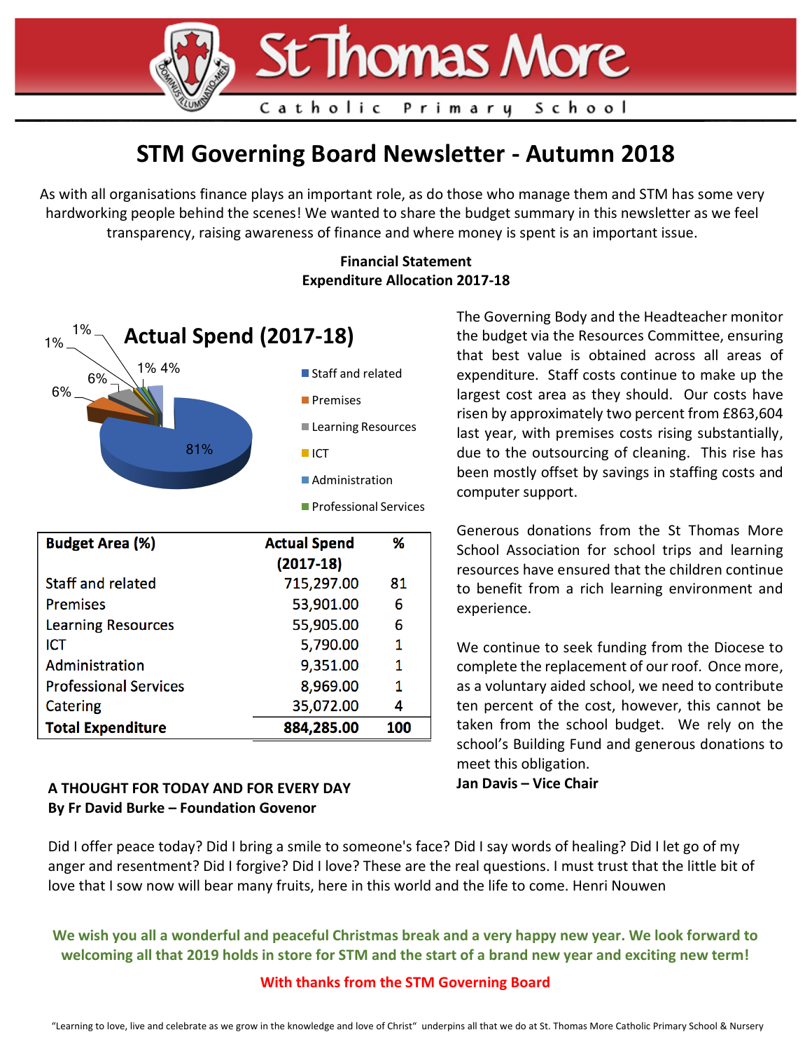# St Thomas More

Catholic Primary School

## STM Governing Board Newsletter - Autumn 2018

As with all organisations finance plays an important role, as do those who manage them and STM has some very hardworking people behind the scenes! We wanted to share the budget summary in this newsletter as we feel transparency, raising awareness of finance and where money is spent is an important issue.

**Financial Statement**
**Expenditure Allocation 2017-18**

Actual Spend (2017-18)

1%
1%
1% 4%
6%
6%
81%

Staff and related
Premises
Learning Resources
ICT
Administration
Professional Services

| Budget Area (%) | Actual Spend (2017-18) | % |
|---|---|---|
| Staff and related | 715,297.00 | 81 |
| Premises | 53,901.00 | 6 |
| Learning Resources | 55,905.00 | 6 |
| ICT | 5,790.00 | 1 |
| Administration | 9,351.00 | 1 |
| Professional Services | 8,969.00 | 1 |
| Catering | 35,072.00 | 4 |
| **Total Expenditure** | **884,285.00** | **100** |

The Governing Body and the Headteacher monitor the budget via the Resources Committee, ensuring that best value is obtained across all areas of expenditure. Staff costs continue to make up the largest cost area as they should. Our costs have risen by approximately two percent from £863,604 last year, with premises costs rising substantially, due to the outsourcing of cleaning. This rise has been mostly offset by savings in staffing costs and computer support.

Generous donations from the St Thomas More School Association for school trips and learning resources have ensured that the children continue to benefit from a rich learning environment and experience.

We continue to seek funding from the Diocese to complete the replacement of our roof. Once more, as a voluntary aided school, we need to contribute ten percent of the cost, however, this cannot be taken from the school budget. We rely on the school's Building Fund and generous donations to meet this obligation.

**Jan Davis – Vice Chair**

**A THOUGHT FOR TODAY AND FOR EVERY DAY**
**By Fr David Burke – Foundation Govenor**

Did I offer peace today? Did I bring a smile to someone's face? Did I say words of healing? Did I let go of my anger and resentment? Did I forgive? Did I love? These are the real questions. I must trust that the little bit of love that I sow now will bear many fruits, here in this world and the life to come. Henri Nouwen

**We wish you all a wonderful and peaceful Christmas break and a very happy new year. We look forward to welcoming all that 2019 holds in store for STM and the start of a brand new year and exciting new term!**

**With thanks from the STM Governing Board**

"Learning to love, live and celebrate as we grow in the knowledge and love of Christ" underpins all that we do at St. Thomas More Catholic Primary School & Nursery